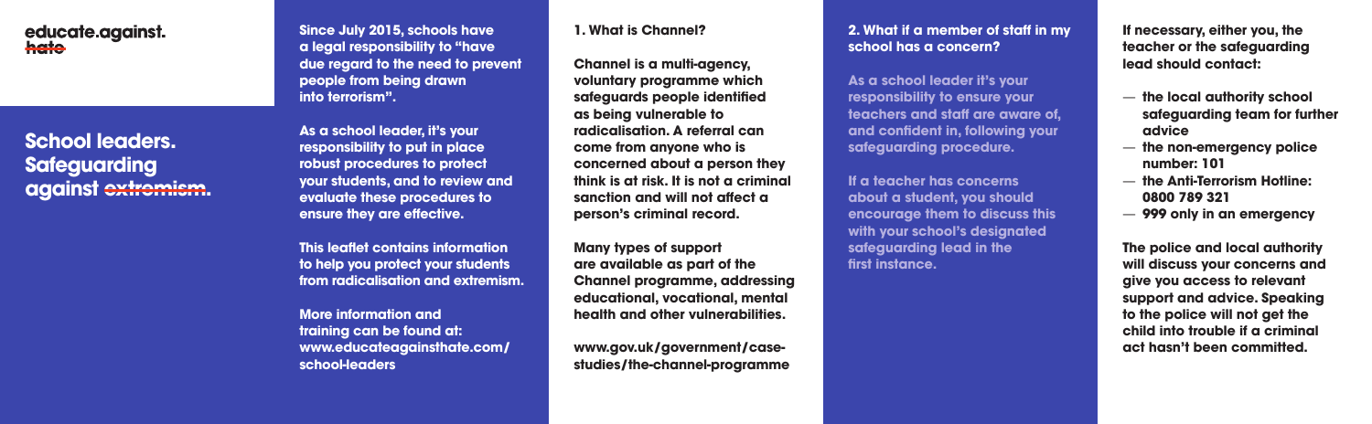**educate.against.~~hate~~**

# School leaders. Safeguarding against ~~extremism.~~

**Since July 2015, schools have a legal responsibility to "have due regard to the need to prevent people from being drawn into terrorism".**

**As a school leader, it's your responsibility to put in place robust procedures to protect your students, and to review and evaluate these procedures to ensure they are effective.**

**This leaflet contains information to help you protect your students from radicalisation and extremism.**

**More information and training can be found at: www.educateagainsthate.com/school-leaders**

## 1. What is Channel?

**Channel is a multi-agency, voluntary programme which safeguards people identified as being vulnerable to radicalisation. A referral can come from anyone who is concerned about a person they think is at risk. It is not a criminal sanction and will not affect a person's criminal record.**

**Many types of support are available as part of the Channel programme, addressing educational, vocational, mental health and other vulnerabilities.**

**www.gov.uk/government/case-studies/the-channel-programme**

## 2. What if a member of staff in my school has a concern?

**As a school leader it's your responsibility to ensure your teachers and staff are aware of, and confident in, following your safeguarding procedure.**

**If a teacher has concerns about a student, you should encourage them to discuss this with your school's designated safeguarding lead in the first instance.**

**If necessary, either you, the teacher or the safeguarding lead should contact:**

- **the local authority school safeguarding team for further advice**
- **the non-emergency police number: 101**
- **the Anti-Terrorism Hotline: 0800 789 321**
- **999 only in an emergency**

**The police and local authority will discuss your concerns and give you access to relevant support and advice. Speaking to the police will not get the child into trouble if a criminal act hasn't been committed.**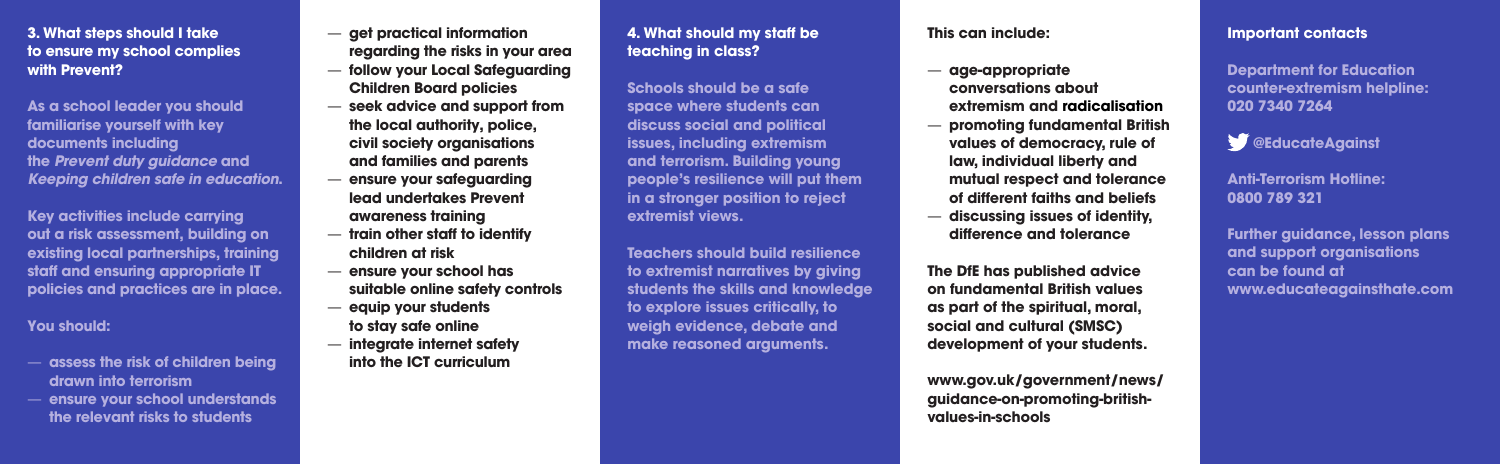### 3. What steps should I take to ensure my school complies with Prevent?

As a school leader you should familiarise yourself with key documents including the *Prevent duty guidance* and *Keeping children safe in education.*

Key activities include carrying out a risk assessment, building on existing local partnerships, training staff and ensuring appropriate IT policies and practices are in place.

You should:

- assess the risk of children being drawn into terrorism
- ensure your school understands the relevant risks to students
- get practical information regarding the risks in your area
- follow your Local Safeguarding Children Board policies
- seek advice and support from the local authority, police, civil society organisations and families and parents
- ensure your safeguarding lead undertakes Prevent awareness training
- train other staff to identify children at risk
- ensure your school has suitable online safety controls
- equip your students to stay safe online
- integrate internet safety into the ICT curriculum

### 4. What should my staff be teaching in class?

Schools should be a safe space where students can discuss social and political issues, including extremism and terrorism. Building young people's resilience will put them in a stronger position to reject extremist views.

Teachers should build resilience to extremist narratives by giving students the skills and knowledge to explore issues critically, to weigh evidence, debate and make reasoned arguments.

This can include:

- age-appropriate conversations about extremism and radicalisation
- promoting fundamental British values of democracy, rule of law, individual liberty and mutual respect and tolerance of different faiths and beliefs
- discussing issues of identity, difference and tolerance

The DfE has published advice on fundamental British values as part of the spiritual, moral, social and cultural (SMSC) development of your students.

www.gov.uk/government/news/guidance-on-promoting-british-values-in-schools

### Important contacts

Department for Education counter-extremism helpline: 020 7340 7264

@EducateAgainst

Anti-Terrorism Hotline: 0800 789 321

Further guidance, lesson plans and support organisations can be found at www.educateagainsthate.com